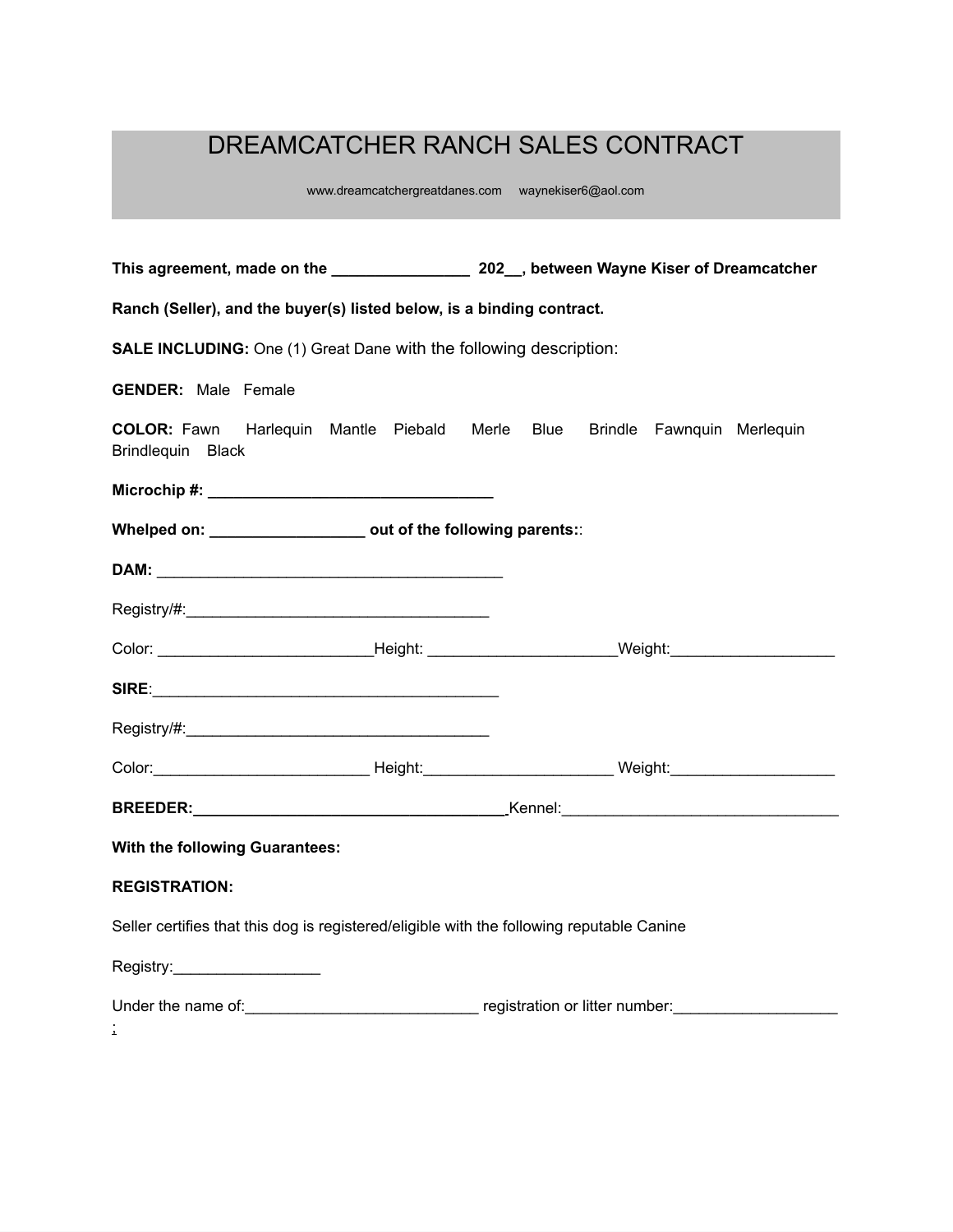# DREAMCATCHER RANCH SALES CONTRACT

www.dreamcatchergreatdanes.com    waynekiser6@aol.com

**This agreement, made on the ________________ 202__, between Wayne Kiser of Dreamcatcher Ranch (Seller), and the buyer(s) listed below, is a binding contract.**

**SALE INCLUDING:** One (1) Great Dane with the following description:

**GENDER:** Male Female

**COLOR:** Fawn Harlequin Mantle Piebald Merle Blue Brindle Fawnquin Merlequin Brindlequin Black

**Microchip #: _________________________________**

**Whelped on: __________________ out of the following parents:**:

**DAM:** ________________________________________

Registry/#:___________________________________

Color: _________________________Height: _____________________Weight:___________________

**SIRE**:________________________________________

Registry/#:___________________________________

Color:_________________________ Height:_____________________ Weight:___________________

**BREEDER:___________________________________** Kennel:_______________________________

**With the following Guarantees:**

**REGISTRATION:**

Seller certifies that this dog is registered/eligible with the following reputable Canine

Registry:_________________

Under the name of:___________________________ registration or litter number:___________________
: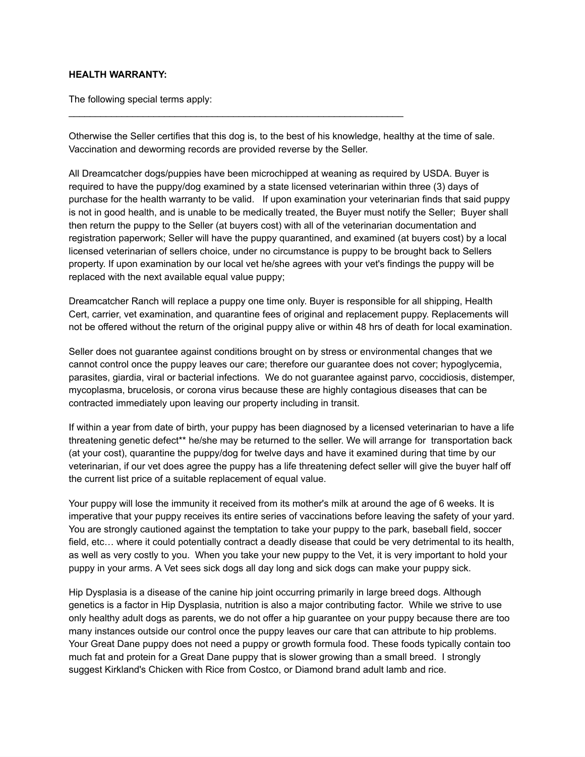**HEALTH WARRANTY:**

The following special terms apply:
_____________________________________________________________________

Otherwise the Seller certifies that this dog is, to the best of his knowledge, healthy at the time of sale. Vaccination and deworming records are provided reverse by the Seller.

All Dreamcatcher dogs/puppies have been microchipped at weaning as required by USDA. Buyer is required to have the puppy/dog examined by a state licensed veterinarian within three (3) days of purchase for the health warranty to be valid.  If upon examination your veterinarian finds that said puppy is not in good health, and is unable to be medically treated, the Buyer must notify the Seller; Buyer shall then return the puppy to the Seller (at buyers cost) with all of the veterinarian documentation and registration paperwork; Seller will have the puppy quarantined, and examined (at buyers cost) by a local licensed veterinarian of sellers choice, under no circumstance is puppy to be brought back to Sellers property. If upon examination by our local vet he/she agrees with your vet's findings the puppy will be replaced with the next available equal value puppy;

Dreamcatcher Ranch will replace a puppy one time only. Buyer is responsible for all shipping, Health Cert, carrier, vet examination, and quarantine fees of original and replacement puppy. Replacements will not be offered without the return of the original puppy alive or within 48 hrs of death for local examination.

Seller does not guarantee against conditions brought on by stress or environmental changes that we cannot control once the puppy leaves our care; therefore our guarantee does not cover; hypoglycemia, parasites, giardia, viral or bacterial infections. We do not guarantee against parvo, coccidiosis, distemper, mycoplasma, brucelosis, or corona virus because these are highly contagious diseases that can be contracted immediately upon leaving our property including in transit.

If within a year from date of birth, your puppy has been diagnosed by a licensed veterinarian to have a life threatening genetic defect** he/she may be returned to the seller. We will arrange for transportation back (at your cost), quarantine the puppy/dog for twelve days and have it examined during that time by our veterinarian, if our vet does agree the puppy has a life threatening defect seller will give the buyer half off the current list price of a suitable replacement of equal value.

Your puppy will lose the immunity it received from its mother's milk at around the age of 6 weeks. It is imperative that your puppy receives its entire series of vaccinations before leaving the safety of your yard. You are strongly cautioned against the temptation to take your puppy to the park, baseball field, soccer field, etc… where it could potentially contract a deadly disease that could be very detrimental to its health, as well as very costly to you. When you take your new puppy to the Vet, it is very important to hold your puppy in your arms. A Vet sees sick dogs all day long and sick dogs can make your puppy sick.

Hip Dysplasia is a disease of the canine hip joint occurring primarily in large breed dogs. Although genetics is a factor in Hip Dysplasia, nutrition is also a major contributing factor. While we strive to use only healthy adult dogs as parents, we do not offer a hip guarantee on your puppy because there are too many instances outside our control once the puppy leaves our care that can attribute to hip problems. Your Great Dane puppy does not need a puppy or growth formula food. These foods typically contain too much fat and protein for a Great Dane puppy that is slower growing than a small breed. I strongly suggest Kirkland's Chicken with Rice from Costco, or Diamond brand adult lamb and rice.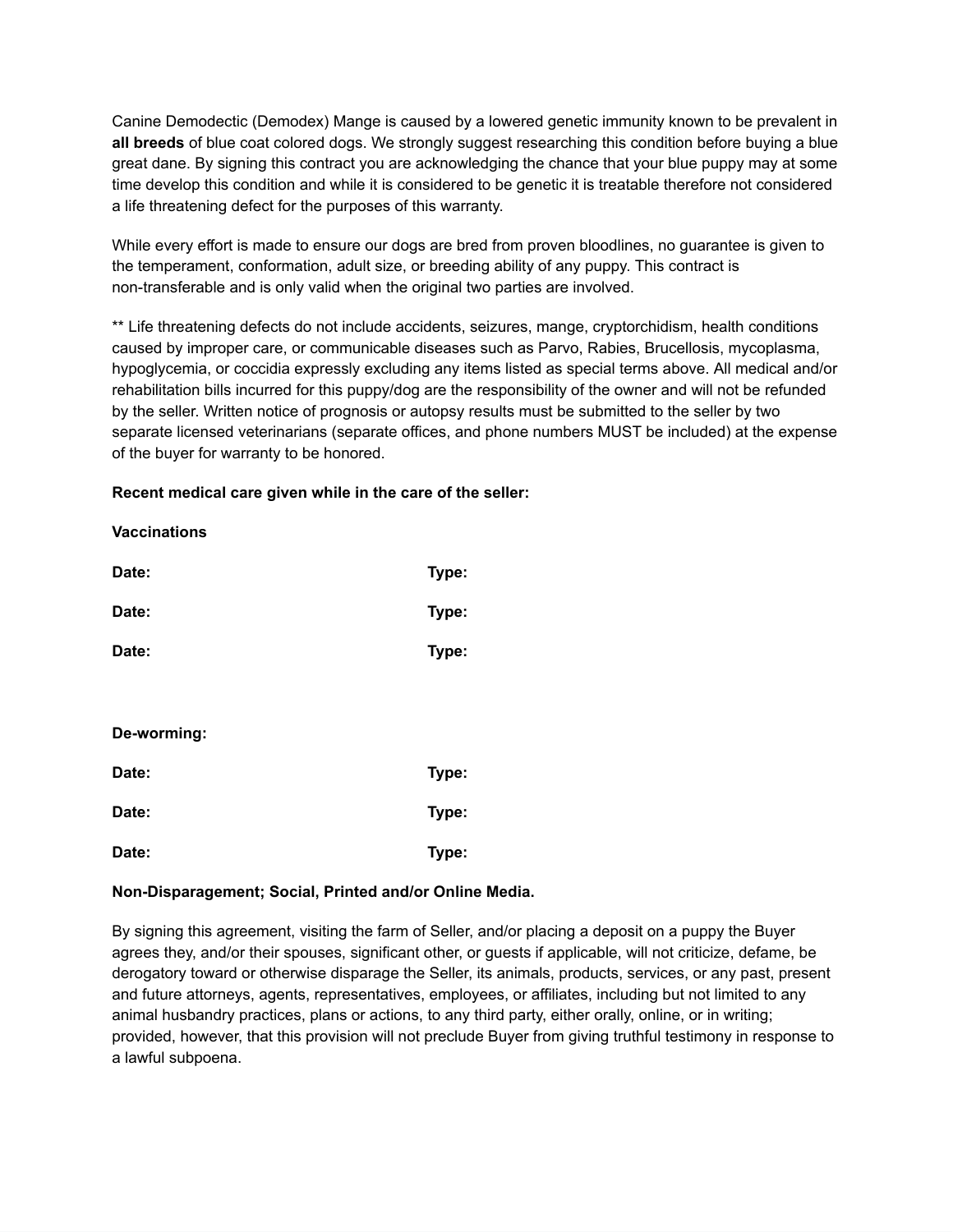Canine Demodectic (Demodex) Mange is caused by a lowered genetic immunity known to be prevalent in **all breeds** of blue coat colored dogs. We strongly suggest researching this condition before buying a blue great dane. By signing this contract you are acknowledging the chance that your blue puppy may at some time develop this condition and while it is considered to be genetic it is treatable therefore not considered a life threatening defect for the purposes of this warranty.

While every effort is made to ensure our dogs are bred from proven bloodlines, no guarantee is given to the temperament, conformation, adult size, or breeding ability of any puppy. This contract is non-transferable and is only valid when the original two parties are involved.

** Life threatening defects do not include accidents, seizures, mange, cryptorchidism, health conditions caused by improper care, or communicable diseases such as Parvo, Rabies, Brucellosis, mycoplasma, hypoglycemia, or coccidia expressly excluding any items listed as special terms above. All medical and/or rehabilitation bills incurred for this puppy/dog are the responsibility of the owner and will not be refunded by the seller. Written notice of prognosis or autopsy results must be submitted to the seller by two separate licensed veterinarians (separate offices, and phone numbers MUST be included) at the expense of the buyer for warranty to be honored.

**Recent medical care given while in the care of the seller:**

**Vaccinations**

**Date:** **Type:**

**Date:** **Type:**

**Date:** **Type:**

**De-worming:**

**Date:** **Type:**

**Date:** **Type:**

**Date:** **Type:**

**Non-Disparagement; Social, Printed and/or Online Media.**

By signing this agreement, visiting the farm of Seller, and/or placing a deposit on a puppy the Buyer agrees they, and/or their spouses, significant other, or guests if applicable, will not criticize, defame, be derogatory toward or otherwise disparage the Seller, its animals, products, services, or any past, present and future attorneys, agents, representatives, employees, or affiliates, including but not limited to any animal husbandry practices, plans or actions, to any third party, either orally, online, or in writing; provided, however, that this provision will not preclude Buyer from giving truthful testimony in response to a lawful subpoena.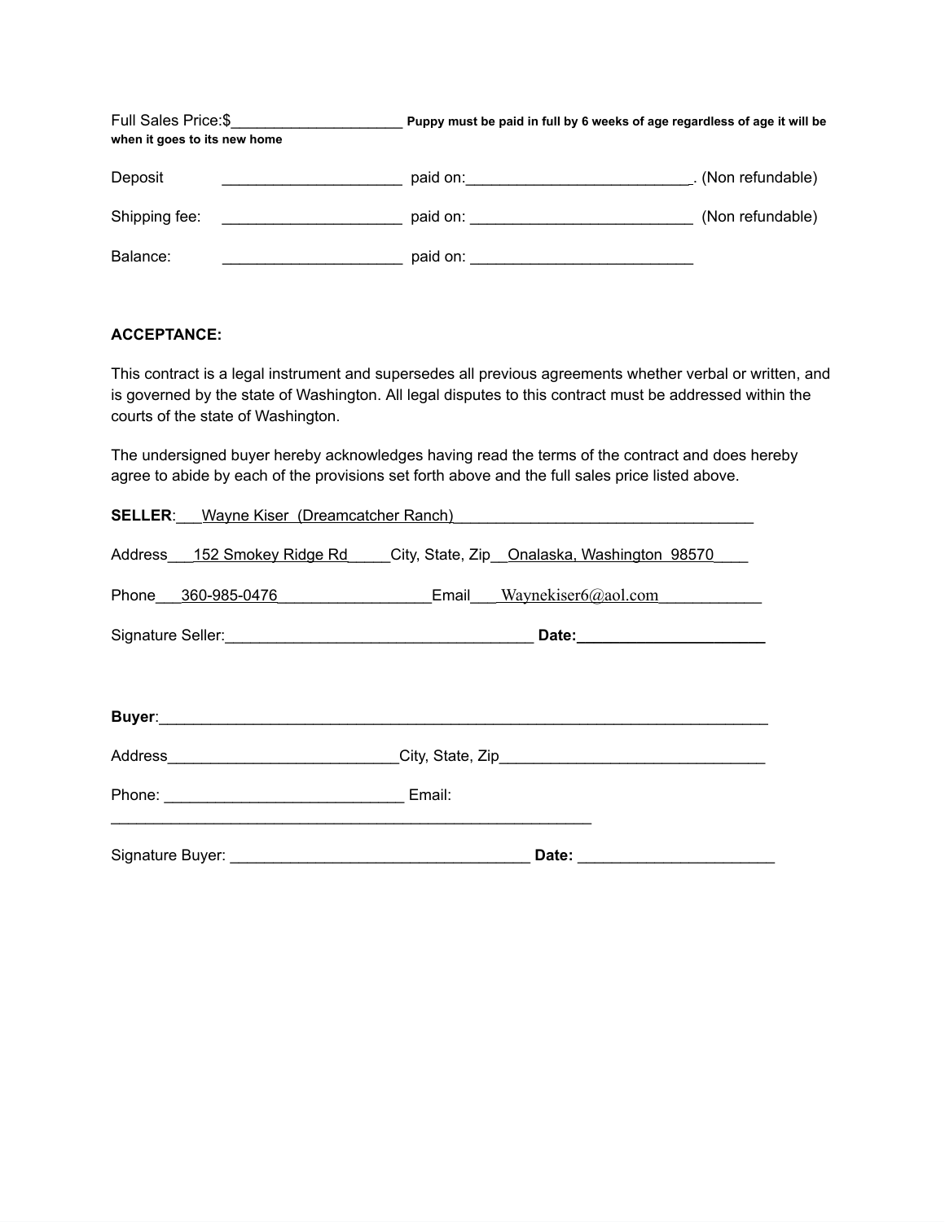Full Sales Price:$____________________ **Puppy must be paid in full by 6 weeks of age regardless of age it will be when it goes to its new home**

Deposit ____________________ paid on:_________________________. (Non refundable)

Shipping fee: ____________________ paid on: _________________________ (Non refundable)

Balance: ____________________ paid on: _________________________

**ACCEPTANCE:**

This contract is a legal instrument and supersedes all previous agreements whether verbal or written, and is governed by the state of Washington. All legal disputes to this contract must be addressed within the courts of the state of Washington.

The undersigned buyer hereby acknowledges having read the terms of the contract and does hereby agree to abide by each of the provisions set forth above and the full sales price listed above.

**SELLER**:___Wayne Kiser (Dreamcatcher Ranch)___________________________________

Address___152 Smokey Ridge Rd_____City, State, Zip__Onalaska, Washington 98570____

Phone___360-985-0476_________________Email___Waynekiser6@aol.com___________

Signature Seller:___________________________________ **Date:_____________________**

**Buyer**:_________________________________________________________________________

Address__________________________City, State, Zip______________________________

Phone: ___________________________ Email: _______________________________________________________

Signature Buyer: __________________________________ **Date:** ______________________